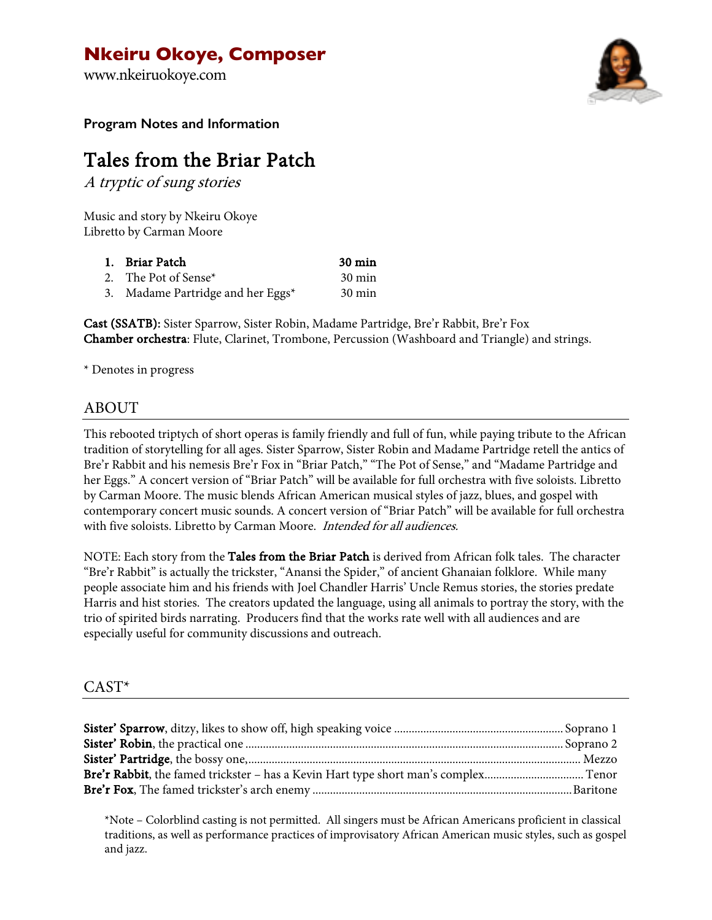# Nkeiru Okoye, Composer

www.nkeiruokoye.com

**Program Notes and Information**

# Tales from the Briar Patch

*A tryptic of sung stories*

Music and story by Nkeiru Okoye
Libretto by Carman Moore

| | | |
|---|---|---|
| **1.** | **Briar Patch** | **30 min** |
| 2. | The Pot of Sense* | 30 min |
| 3. | Madame Partridge and her Eggs* | 30 min |

**Cast (SSATB):** Sister Sparrow, Sister Robin, Madame Partridge, Bre'r Rabbit, Bre'r Fox
**Chamber orchestra**: Flute, Clarinet, Trombone, Percussion (Washboard and Triangle) and strings.

* Denotes in progress

## ABOUT

This rebooted triptych of short operas is family friendly and full of fun, while paying tribute to the African tradition of storytelling for all ages. Sister Sparrow, Sister Robin and Madame Partridge retell the antics of Bre'r Rabbit and his nemesis Bre'r Fox in "Briar Patch," "The Pot of Sense," and "Madame Partridge and her Eggs." A concert version of "Briar Patch" will be available for full orchestra with five soloists. Libretto by Carman Moore. The music blends African American musical styles of jazz, blues, and gospel with contemporary concert music sounds. A concert version of "Briar Patch" will be available for full orchestra with five soloists. Libretto by Carman Moore. *Intended for all audiences.*

NOTE: Each story from the **Tales from the Briar Patch** is derived from African folk tales. The character "Bre'r Rabbit" is actually the trickster, "Anansi the Spider," of ancient Ghanaian folklore. While many people associate him and his friends with Joel Chandler Harris' Uncle Remus stories, the stories predate Harris and hist stories. The creators updated the language, using all animals to portray the story, with the trio of spirited birds narrating. Producers find that the works rate well with all audiences and are especially useful for community discussions and outreach.

## CAST*

**Sister' Sparrow**, ditzy, likes to show off, high speaking voice .......... Soprano 1
**Sister' Robin**, the practical one .......... Soprano 2
**Sister' Partridge**, the bossy one, .......... Mezzo
**Bre'r Rabbit**, the famed trickster – has a Kevin Hart type short man's complex.......... Tenor
**Bre'r Fox**, The famed trickster's arch enemy .......... Baritone

*Note – Colorblind casting is not permitted. All singers must be African Americans proficient in classical traditions, as well as performance practices of improvisatory African American music styles, such as gospel and jazz.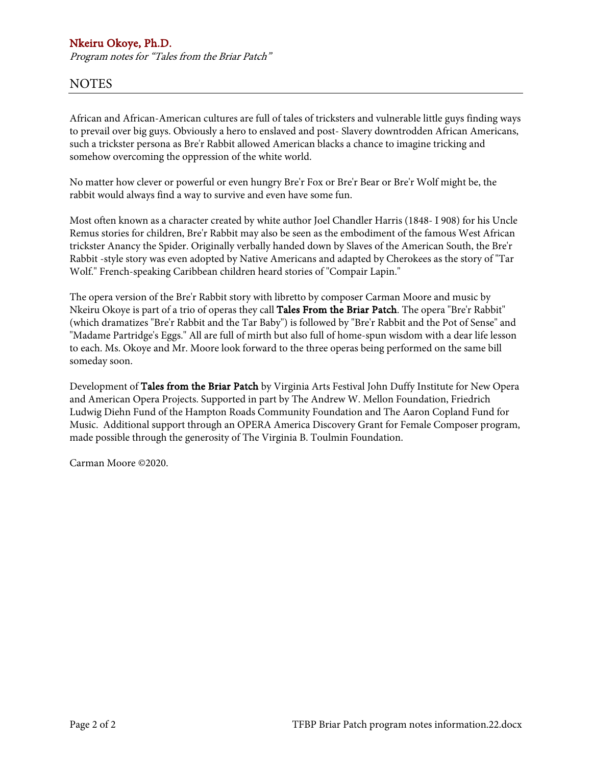## NOTES

African and African-American cultures are full of tales of tricksters and vulnerable little guys finding ways to prevail over big guys. Obviously a hero to enslaved and post- Slavery downtrodden African Americans, such a trickster persona as Bre'r Rabbit allowed American blacks a chance to imagine tricking and somehow overcoming the oppression of the white world.

No matter how clever or powerful or even hungry Bre'r Fox or Bre'r Bear or Bre'r Wolf might be, the rabbit would always find a way to survive and even have some fun.

Most often known as a character created by white author Joel Chandler Harris (1848- I 908) for his Uncle Remus stories for children, Bre'r Rabbit may also be seen as the embodiment of the famous West African trickster Anancy the Spider. Originally verbally handed down by Slaves of the American South, the Bre'r Rabbit -style story was even adopted by Native Americans and adapted by Cherokees as the story of "Tar Wolf." French-speaking Caribbean children heard stories of "Compair Lapin."

The opera version of the Bre'r Rabbit story with libretto by composer Carman Moore and music by Nkeiru Okoye is part of a trio of operas they call **Tales From the Briar Patch**. The opera "Bre'r Rabbit" (which dramatizes "Bre'r Rabbit and the Tar Baby") is followed by "Bre'r Rabbit and the Pot of Sense" and "Madame Partridge's Eggs." All are full of mirth but also full of home-spun wisdom with a dear life lesson to each. Ms. Okoye and Mr. Moore look forward to the three operas being performed on the same bill someday soon.

Development of **Tales from the Briar Patch** by Virginia Arts Festival John Duffy Institute for New Opera and American Opera Projects. Supported in part by The Andrew W. Mellon Foundation, Friedrich Ludwig Diehn Fund of the Hampton Roads Community Foundation and The Aaron Copland Fund for Music. Additional support through an OPERA America Discovery Grant for Female Composer program, made possible through the generosity of The Virginia B. Toulmin Foundation.

Carman Moore ©2020.